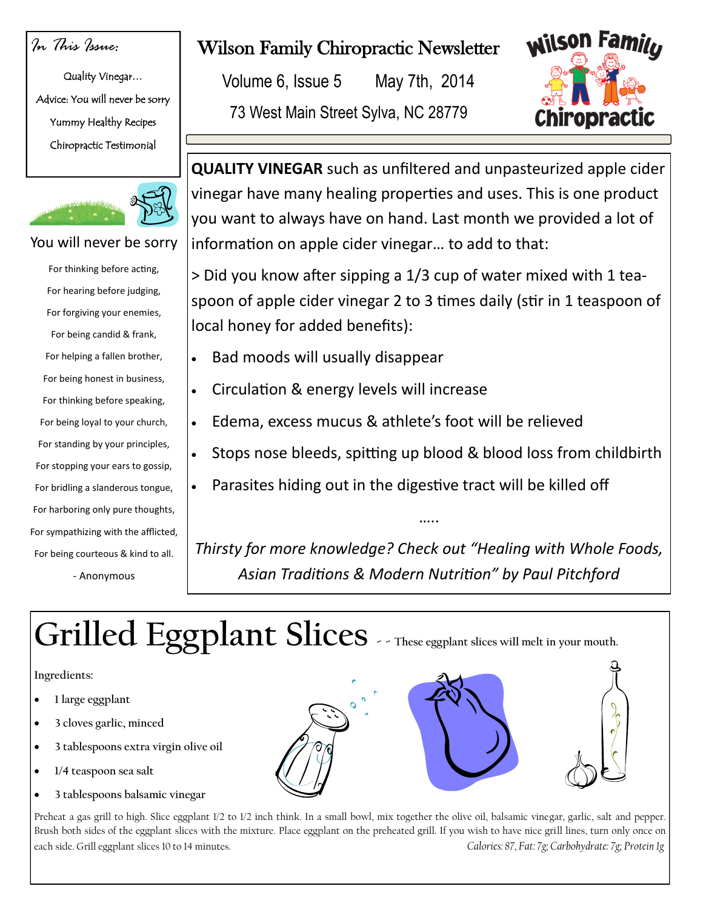# Wilson Family Chiropractic Newsletter

Volume 6, Issue 5 May 7th, 2014

73 West Main Street Sylva, NC 28779

*In This Issue:*

Quality Vinegar…

Advice: You will never be sorry

Yummy Healthy Recipes

Chiropractic Testimonial

## You will never be sorry

For thinking before acting,
For hearing before judging,
For forgiving your enemies,
For being candid & frank,
For helping a fallen brother,
For being honest in business,
For thinking before speaking,
For being loyal to your church,
For standing by your principles,
For stopping your ears to gossip,
For bridling a slanderous tongue,
For harboring only pure thoughts,
For sympathizing with the afflicted,
For being courteous & kind to all.

- Anonymous

**QUALITY VINEGAR** such as unfiltered and unpasteurized apple cider vinegar have many healing properties and uses. This is one product you want to always have on hand. Last month we provided a lot of information on apple cider vinegar… to add to that:

> Did you know after sipping a 1/3 cup of water mixed with 1 teaspoon of apple cider vinegar 2 to 3 times daily (stir in 1 teaspoon of local honey for added benefits):

- Bad moods will usually disappear
- Circulation & energy levels will increase
- Edema, excess mucus & athlete's foot will be relieved
- Stops nose bleeds, spitting up blood & blood loss from childbirth
- Parasites hiding out in the digestive tract will be killed off

…..

*Thirsty for more knowledge? Check out "Healing with Whole Foods, Asian Traditions & Modern Nutrition" by Paul Pitchford*

# Grilled Eggplant Slices

- - These eggplant slices will melt in your mouth.

Ingredients:

- 1 large eggplant
- 3 cloves garlic, minced
- 3 tablespoons extra virgin olive oil
- 1/4 teaspoon sea salt
- 3 tablespoons balsamic vinegar

Preheat a gas grill to high. Slice eggplant 1/2 to 1/2 inch think. In a small bowl, mix together the olive oil, balsamic vinegar, garlic, salt and pepper. Brush both sides of the eggplant slices with the mixture. Place eggplant on the preheated grill. If you wish to have nice grill lines, turn only once on each side. Grill eggplant slices 10 to 14 minutes.

*Calories: 87, Fat: 7g; Carbohydrate: 7g; Protein 1g*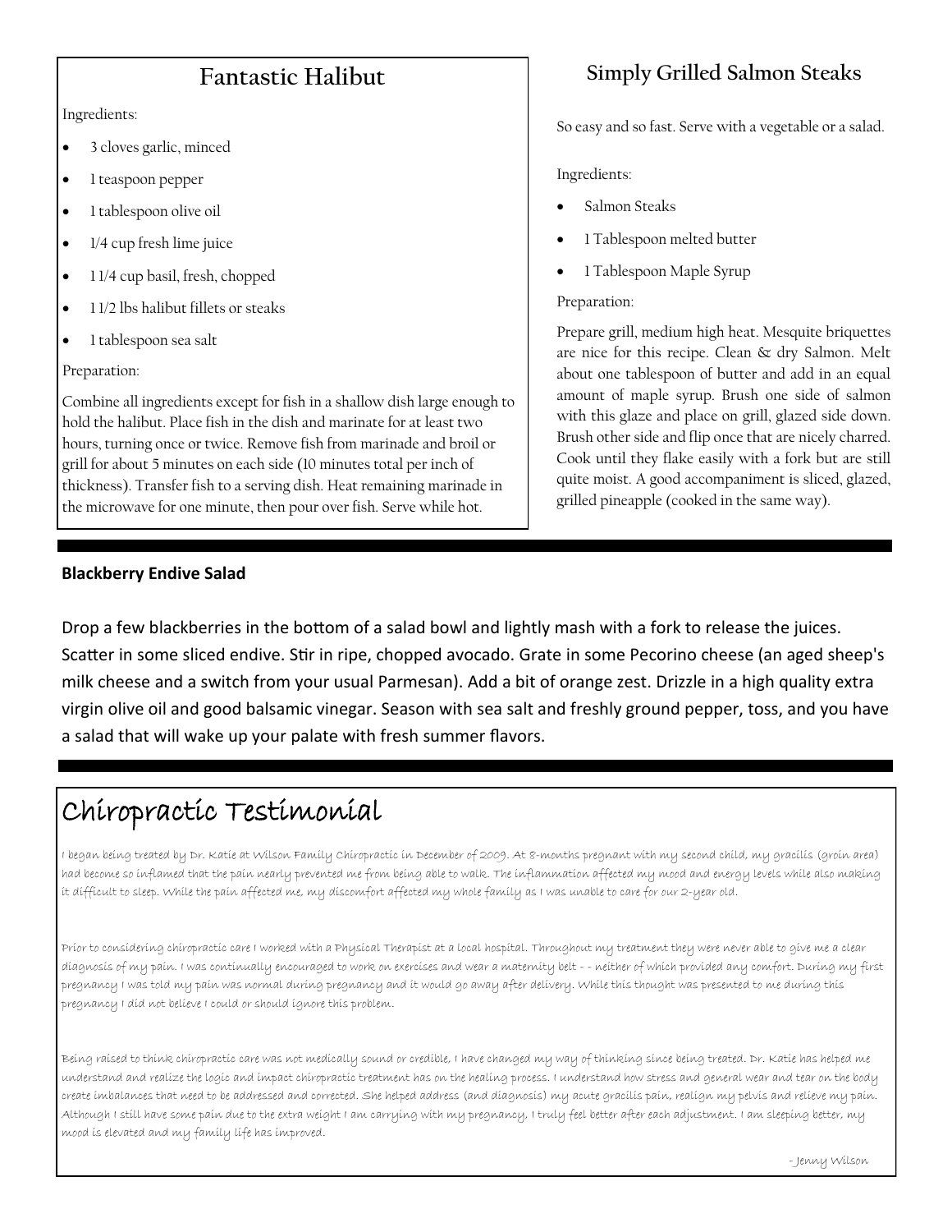## Fantastic Halibut

Ingredients:

- 3 cloves garlic, minced
- 1 teaspoon pepper
- 1 tablespoon olive oil
- 1/4 cup fresh lime juice
- 1 1/4 cup basil, fresh, chopped
- 1 1/2 lbs halibut fillets or steaks
- 1 tablespoon sea salt

Preparation:

Combine all ingredients except for fish in a shallow dish large enough to hold the halibut. Place fish in the dish and marinate for at least two hours, turning once or twice. Remove fish from marinade and broil or grill for about 5 minutes on each side (10 minutes total per inch of thickness). Transfer fish to a serving dish. Heat remaining marinade in the microwave for one minute, then pour over fish. Serve while hot.

## Simply Grilled Salmon Steaks

So easy and so fast. Serve with a vegetable or a salad.

Ingredients:

- Salmon Steaks
- 1 Tablespoon melted butter
- 1 Tablespoon Maple Syrup

Preparation:

Prepare grill, medium high heat. Mesquite briquettes are nice for this recipe. Clean & dry Salmon. Melt about one tablespoon of butter and add in an equal amount of maple syrup. Brush one side of salmon with this glaze and place on grill, glazed side down. Brush other side and flip once that are nicely charred. Cook until they flake easily with a fork but are still quite moist. A good accompaniment is sliced, glazed, grilled pineapple (cooked in the same way).

**Blackberry Endive Salad**

Drop a few blackberries in the bottom of a salad bowl and lightly mash with a fork to release the juices. Scatter in some sliced endive. Stir in ripe, chopped avocado. Grate in some Pecorino cheese (an aged sheep's milk cheese and a switch from your usual Parmesan). Add a bit of orange zest. Drizzle in a high quality extra virgin olive oil and good balsamic vinegar. Season with sea salt and freshly ground pepper, toss, and you have a salad that will wake up your palate with fresh summer flavors.

## Chiropractic Testimonial

I began being treated by Dr. Katie at Wilson Family Chiropractic in December of 2009. At 8-months pregnant with my second child, my gracilis (groin area) had become so inflamed that the pain nearly prevented me from being able to walk. The inflammation affected my mood and energy levels while also making it difficult to sleep. While the pain affected me, my discomfort affected my whole family as I was unable to care for our 2-year old.

Prior to considering chiropractic care I worked with a Physical Therapist at a local hospital. Throughout my treatment they were never able to give me a clear diagnosis of my pain. I was continually encouraged to work on exercises and wear a maternity belt - - neither of which provided any comfort. During my first pregnancy I was told my pain was normal during pregnancy and it would go away after delivery. While this thought was presented to me during this pregnancy I did not believe I could or should ignore this problem.

Being raised to think chiropractic care was not medically sound or credible, I have changed my way of thinking since being treated. Dr. Katie has helped me understand and realize the logic and impact chiropractic treatment has on the healing process. I understand how stress and general wear and tear on the body create imbalances that need to be addressed and corrected. She helped address (and diagnosis) my acute gracilis pain, realign my pelvis and relieve my pain. Although I still have some pain due to the extra weight I am carrying with my pregnancy, I truly feel better after each adjustment. I am sleeping better, my mood is elevated and my family life has improved.

- Jenny Wilson